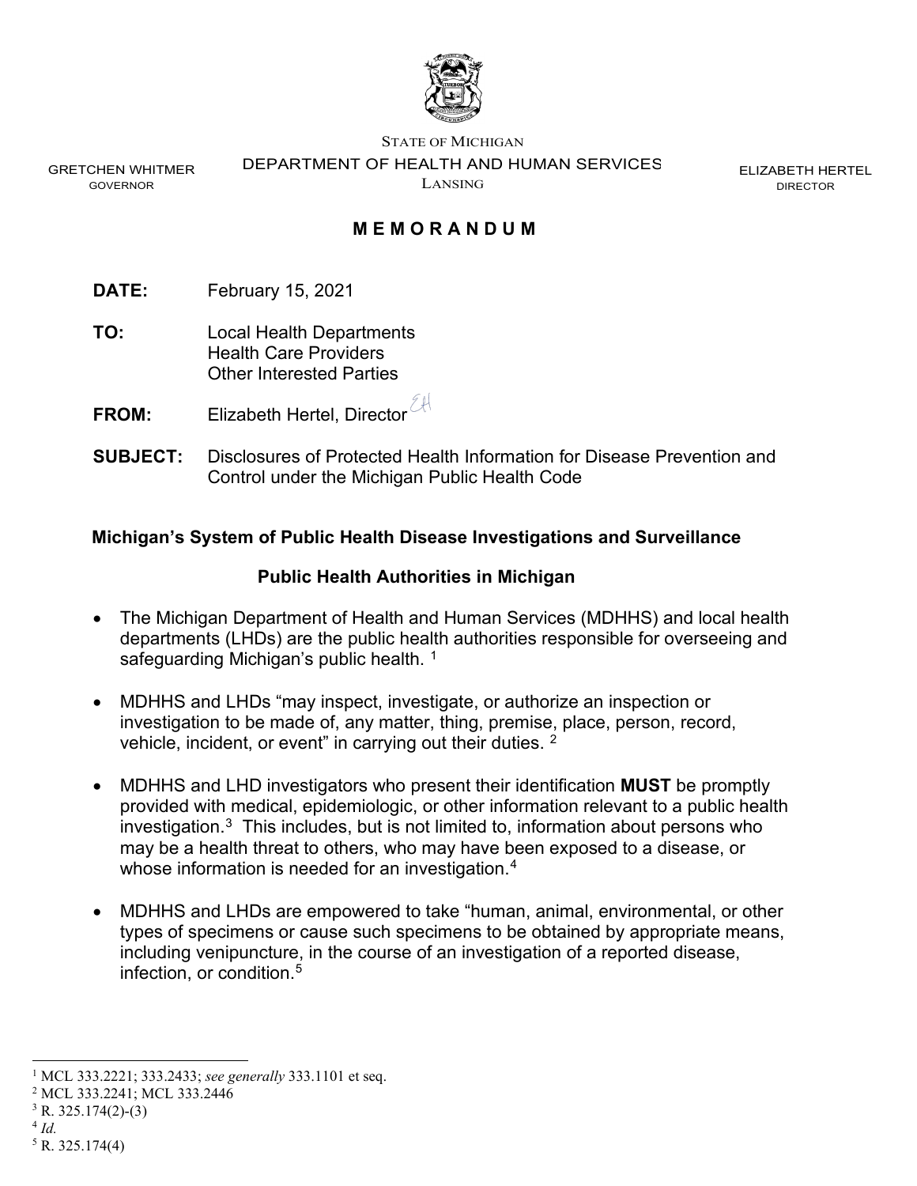STATE OF MICHIGAN
DEPARTMENT OF HEALTH AND HUMAN SERVICES
LANSING

GRETCHEN WHITMER
GOVERNOR

ELIZABETH HERTEL
DIRECTOR

## MEMORANDUM

**DATE:** February 15, 2021

**TO:** Local Health Departments
Health Care Providers
Other Interested Parties

**FROM:** Elizabeth Hertel, Director

**SUBJECT:** Disclosures of Protected Health Information for Disease Prevention and Control under the Michigan Public Health Code

### Michigan's System of Public Health Disease Investigations and Surveillance

#### Public Health Authorities in Michigan

- The Michigan Department of Health and Human Services (MDHHS) and local health departments (LHDs) are the public health authorities responsible for overseeing and safeguarding Michigan's public health. [1]

- MDHHS and LHDs "may inspect, investigate, or authorize an inspection or investigation to be made of, any matter, thing, premise, place, person, record, vehicle, incident, or event" in carrying out their duties. [2]

- MDHHS and LHD investigators who present their identification **MUST** be promptly provided with medical, epidemiologic, or other information relevant to a public health investigation.[3] This includes, but is not limited to, information about persons who may be a health threat to others, who may have been exposed to a disease, or whose information is needed for an investigation.[4]

- MDHHS and LHDs are empowered to take "human, animal, environmental, or other types of specimens or cause such specimens to be obtained by appropriate means, including venipuncture, in the course of an investigation of a reported disease, infection, or condition.[5]

---

[1] MCL 333.2221; 333.2433; *see generally* 333.1101 et seq.
[2] MCL 333.2241; MCL 333.2446
[3] R. 325.174(2)-(3)
[4] *Id.*
[5] R. 325.174(4)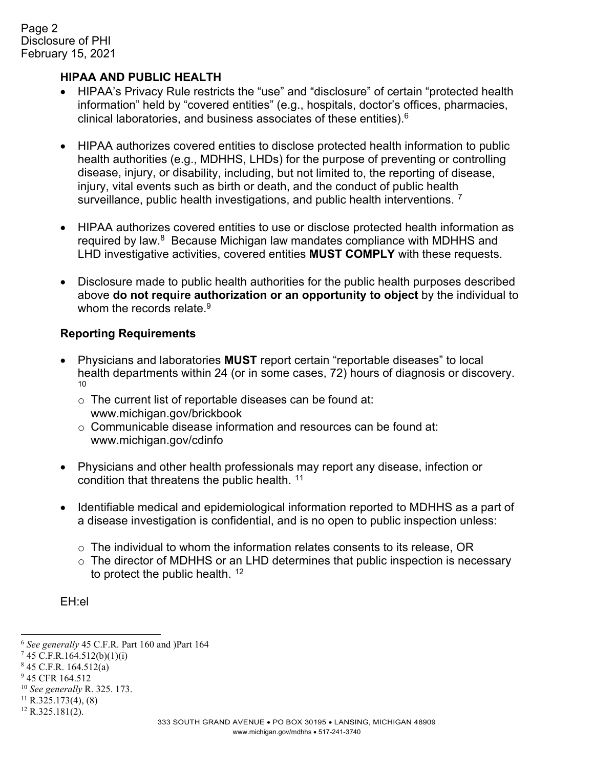**HIPAA AND PUBLIC HEALTH**

- HIPAA's Privacy Rule restricts the "use" and "disclosure" of certain "protected health information" held by "covered entities" (e.g., hospitals, doctor's offices, pharmacies, clinical laboratories, and business associates of these entities).[6]

- HIPAA authorizes covered entities to disclose protected health information to public health authorities (e.g., MDHHS, LHDs) for the purpose of preventing or controlling disease, injury, or disability, including, but not limited to, the reporting of disease, injury, vital events such as birth or death, and the conduct of public health surveillance, public health investigations, and public health interventions. [7]

- HIPAA authorizes covered entities to use or disclose protected health information as required by law.[8] Because Michigan law mandates compliance with MDHHS and LHD investigative activities, covered entities **MUST COMPLY** with these requests.

- Disclosure made to public health authorities for the public health purposes described above **do not require authorization or an opportunity to object** by the individual to whom the records relate.[9]

**Reporting Requirements**

- Physicians and laboratories **MUST** report certain "reportable diseases" to local health departments within 24 (or in some cases, 72) hours of diagnosis or discovery. [10]
  - The current list of reportable diseases can be found at: www.michigan.gov/brickbook
  - Communicable disease information and resources can be found at: www.michigan.gov/cdinfo

- Physicians and other health professionals may report any disease, infection or condition that threatens the public health. [11]

- Identifiable medical and epidemiological information reported to MDHHS as a part of a disease investigation is confidential, and is no open to public inspection unless:
  - The individual to whom the information relates consents to its release, OR
  - The director of MDHHS or an LHD determines that public inspection is necessary to protect the public health. [12]

EH:el

---

[6] *See generally* 45 C.F.R. Part 160 and )Part 164
[7] 45 C.F.R.164.512(b)(1)(i)
[8] 45 C.F.R. 164.512(a)
[9] 45 CFR 164.512
[10] *See generally* R. 325. 173.
[11] R.325.173(4), (8)
[12] R.325.181(2).

333 SOUTH GRAND AVENUE • PO BOX 30195 • LANSING, MICHIGAN 48909
www.michigan.gov/mdhhs • 517-241-3740